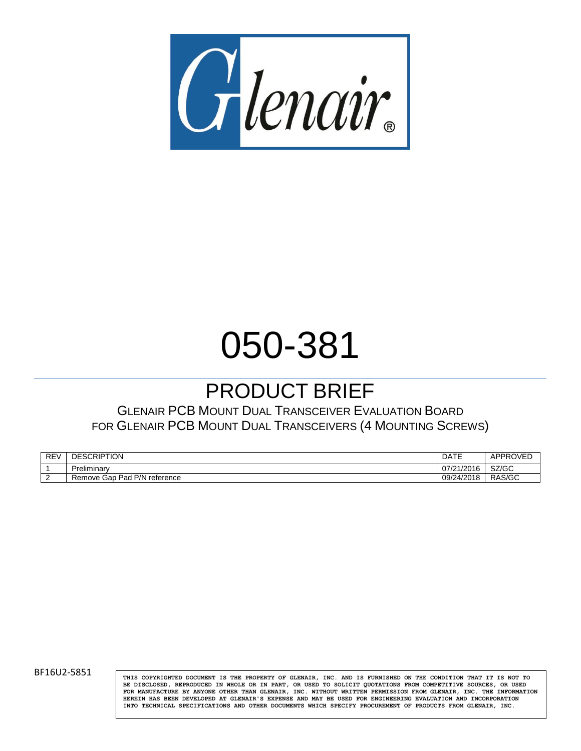Glenair®

# 050-381

## PRODUCT BRIEF

GLENAIR PCB MOUNT DUAL TRANSCEIVER EVALUATION BOARD FOR GLENAIR PCB MOUNT DUAL TRANSCEIVERS (4 MOUNTING SCREWS)

| REV | DESCRIPTION | DATE | APPROVED |
|---|---|---|---|
| 1 | Preliminary | 07/21/2016 | SZ/GC |
| 2 | Remove Gap Pad P/N reference | 09/24/2018 | RAS/GC |

BF16U2-5851

THIS COPYRIGHTED DOCUMENT IS THE PROPERTY OF GLENAIR, INC. AND IS FURNISHED ON THE CONDITION THAT IT IS NOT TO BE DISCLOSED, REPRODUCED IN WHOLE OR IN PART, OR USED TO SOLICIT QUOTATIONS FROM COMPETITIVE SOURCES, OR USED FOR MANUFACTURE BY ANYONE OTHER THAN GLENAIR, INC. WITHOUT WRITTEN PERMISSION FROM GLENAIR, INC. THE INFORMATION HEREIN HAS BEEN DEVELOPED AT GLENAIR'S EXPENSE AND MAY BE USED FOR ENGINEERING EVALUATION AND INCORPORATION INTO TECHNICAL SPECIFICATIONS AND OTHER DOCUMENTS WHICH SPECIFY PROCUREMENT OF PRODUCTS FROM GLENAIR, INC.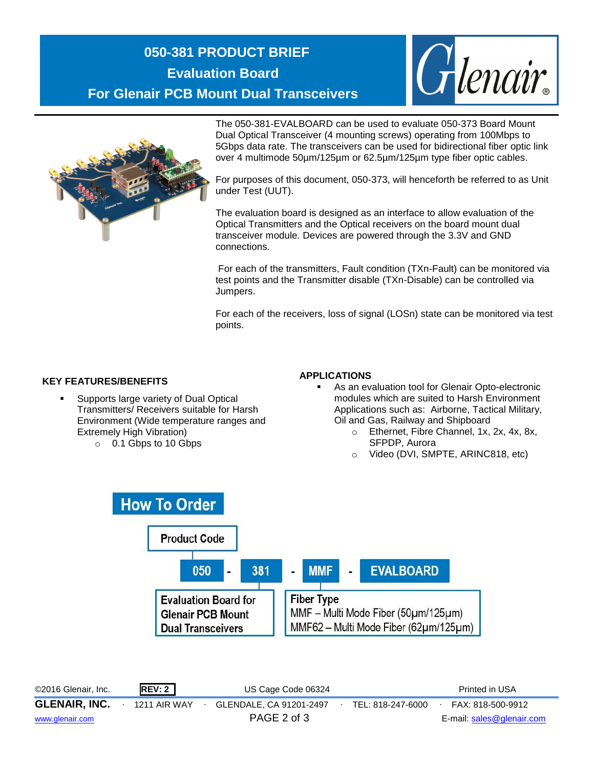# 050-381 PRODUCT BRIEF
## Evaluation Board
## For Glenair PCB Mount Dual Transceivers

The 050-381-EVALBOARD can be used to evaluate 050-373 Board Mount Dual Optical Transceiver (4 mounting screws) operating from 100Mbps to 5Gbps data rate. The transceivers can be used for bidirectional fiber optic link over 4 multimode 50µm/125µm or 62.5µm/125µm type fiber optic cables.

For purposes of this document, 050-373, will henceforth be referred to as Unit under Test (UUT).

The evaluation board is designed as an interface to allow evaluation of the Optical Transmitters and the Optical receivers on the board mount dual transceiver module. Devices are powered through the 3.3V and GND connections.

For each of the transmitters, Fault condition (TXn-Fault) can be monitored via test points and the Transmitter disable (TXn-Disable) can be controlled via Jumpers.

For each of the receivers, loss of signal (LOSn) state can be monitored via test points.

### KEY FEATURES/BENEFITS

- Supports large variety of Dual Optical Transmitters/ Receivers suitable for Harsh Environment (Wide temperature ranges and Extremely High Vibration)
  - 0.1 Gbps to 10 Gbps

### APPLICATIONS

- As an evaluation tool for Glenair Opto-electronic modules which are suited to Harsh Environment Applications such as: Airborne, Tactical Military, Oil and Gas, Railway and Shipboard
  - Ethernet, Fibre Channel, 1x, 2x, 4x, 8x, SFPDP, Aurora
  - Video (DVI, SMPTE, ARINC818, etc)

## How To Order

**Product Code**

050 - 381 - MMF - EVALBOARD

- **050-381:** Evaluation Board for Glenair PCB Mount Dual Transceivers
- **Fiber Type**
  - MMF – Multi Mode Fiber (50µm/125µm)
  - MMF62 – Multi Mode Fiber (62µm/125µm)

©2016 Glenair, Inc. REV: 2 US Cage Code 06324 Printed in USA

GLENAIR, INC. · 1211 AIR WAY · GLENDALE, CA 91201-2497 · TEL: 818-247-6000 · FAX: 818-500-9912

www.glenair.com E-mail: sales@glenair.com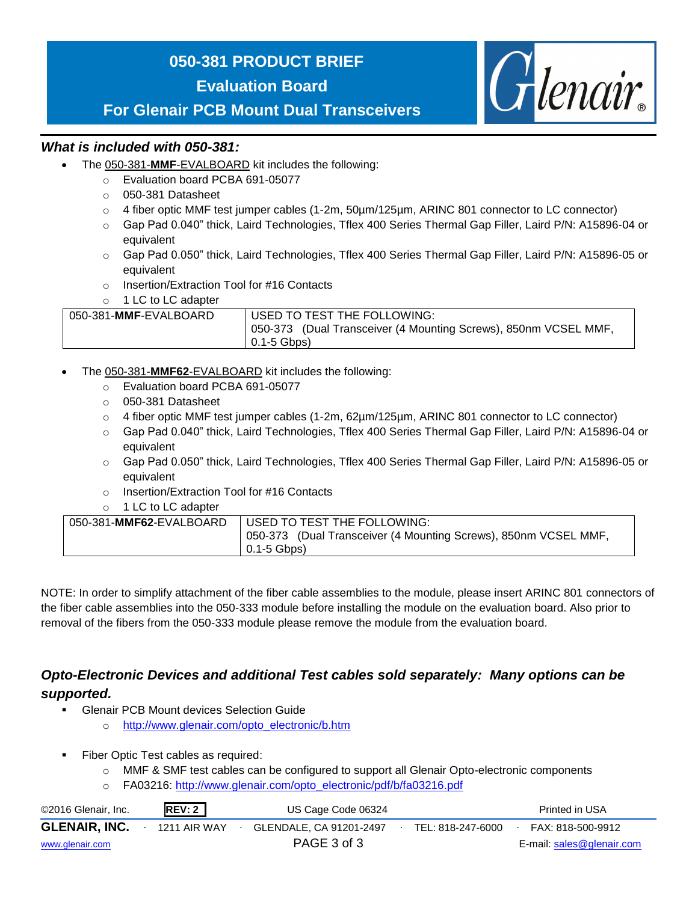# 050-381 PRODUCT BRIEF

## Evaluation Board

## For Glenair PCB Mount Dual Transceivers

### *What is included with 050-381:*

- The 050-381-**MMF**-EVALBOARD kit includes the following:
  - Evaluation board PCBA 691-05077
  - 050-381 Datasheet
  - 4 fiber optic MMF test jumper cables (1-2m, 50µm/125µm, ARINC 801 connector to LC connector)
  - Gap Pad 0.040" thick, Laird Technologies, Tflex 400 Series Thermal Gap Filler, Laird P/N: A15896-04 or equivalent
  - Gap Pad 0.050" thick, Laird Technologies, Tflex 400 Series Thermal Gap Filler, Laird P/N: A15896-05 or equivalent
  - Insertion/Extraction Tool for #16 Contacts
  - 1 LC to LC adapter

| | |
|---|---|
| 050-381-**MMF**-EVALBOARD | USED TO TEST THE FOLLOWING:<br>050-373 (Dual Transceiver (4 Mounting Screws), 850nm VCSEL MMF, 0.1-5 Gbps) |

- The 050-381-**MMF62**-EVALBOARD kit includes the following:
  - Evaluation board PCBA 691-05077
  - 050-381 Datasheet
  - 4 fiber optic MMF test jumper cables (1-2m, 62µm/125µm, ARINC 801 connector to LC connector)
  - Gap Pad 0.040" thick, Laird Technologies, Tflex 400 Series Thermal Gap Filler, Laird P/N: A15896-04 or equivalent
  - Gap Pad 0.050" thick, Laird Technologies, Tflex 400 Series Thermal Gap Filler, Laird P/N: A15896-05 or equivalent
  - Insertion/Extraction Tool for #16 Contacts
  - 1 LC to LC adapter

| | |
|---|---|
| 050-381-**MMF62**-EVALBOARD | USED TO TEST THE FOLLOWING:<br>050-373 (Dual Transceiver (4 Mounting Screws), 850nm VCSEL MMF, 0.1-5 Gbps) |

NOTE: In order to simplify attachment of the fiber cable assemblies to the module, please insert ARINC 801 connectors of the fiber cable assemblies into the 050-333 module before installing the module on the evaluation board. Also prior to removal of the fibers from the 050-333 module please remove the module from the evaluation board.

### *Opto-Electronic Devices and additional Test cables sold separately: Many options can be supported.*

- Glenair PCB Mount devices Selection Guide
  - http://www.glenair.com/opto_electronic/b.htm
- Fiber Optic Test cables as required:
  - MMF & SMF test cables can be configured to support all Glenair Opto-electronic components
  - FA03216: http://www.glenair.com/opto_electronic/pdf/b/fa03216.pdf